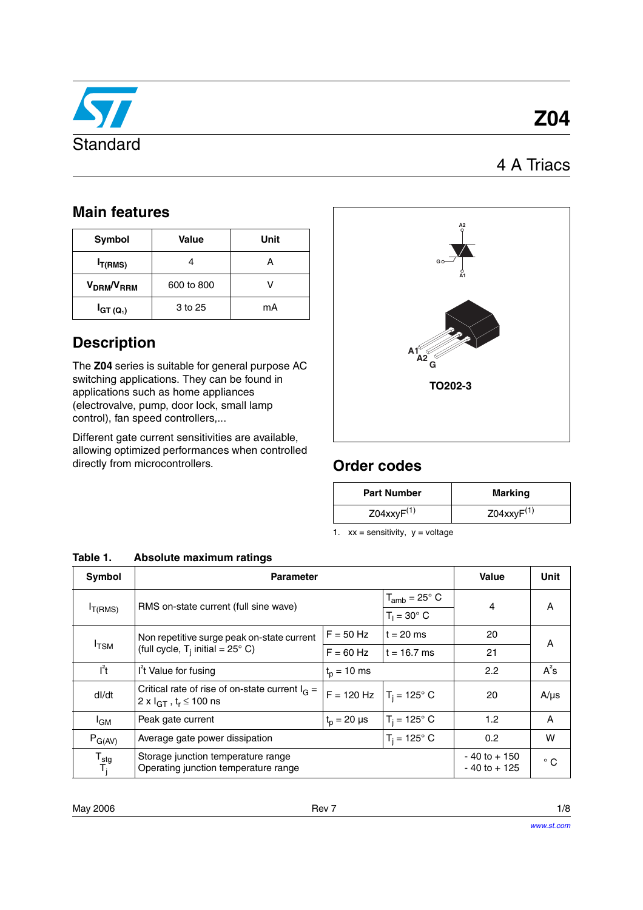# Z04

## Standard

## 4 A Triacs

### Main features

| Symbol | Value | Unit |
|---|---|---|
| $I_{T(RMS)}$ | 4 | A |
| $V_{DRM}/V_{RRM}$ | 600 to 800 | V |
| $I_{GT\ (Q_1)}$ | 3 to 25 | mA |

### Description

The **Z04** series is suitable for general purpose AC switching applications. They can be found in applications such as home appliances (electrovalve, pump, door lock, small lamp control), fan speed controllers,...

Different gate current sensitivities are available, allowing optimized performances when controlled directly from microcontrollers.

A2

G

A1

A1
A2
G

TO202-3

### Order codes

| Part Number | Marking |
|---|---|
| Z04xxyF(1) | Z04xxyF(1) |

1. xx = sensitivity, y = voltage

**Table 1. Absolute maximum ratings**

| Symbol | Parameter | | | Value | Unit |
|---|---|---|---|---|---|
| $I_{T(RMS)}$ | RMS on-state current (full sine wave) | | $T_{amb} = 25°$ C | 4 | A |
| | | | $T_l = 30°$ C | | |
| $I_{TSM}$ | Non repetitive surge peak on-state current (full cycle, $T_j$ initial = 25° C) | F = 50 Hz | t = 20 ms | 20 | A |
| | | F = 60 Hz | t = 16.7 ms | 21 | |
| $I^2t$ | $I^2t$ Value for fusing | $t_p$ = 10 ms | | 2.2 | $A^2s$ |
| dI/dt | Critical rate of rise of on-state current $I_G = 2 \times I_{GT}$ , $t_r \leq 100$ ns | F = 120 Hz | $T_j = 125°$ C | 20 | A/µs |
| $I_{GM}$ | Peak gate current | $t_p$ = 20 µs | $T_j = 125°$ C | 1.2 | A |
| $P_{G(AV)}$ | Average gate power dissipation | | $T_j = 125°$ C | 0.2 | W |
| $T_{stg}$ $T_j$ | Storage junction temperature range Operating junction temperature range | | | - 40 to + 150 - 40 to + 125 | ° C |

May 2006 Rev 7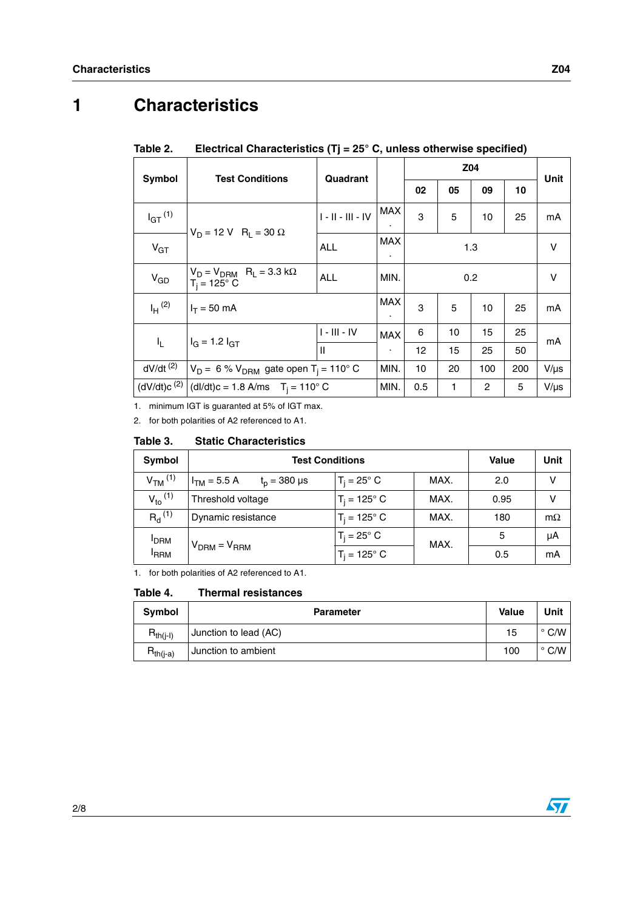# 1 Characteristics

**Table 2. Electrical Characteristics (Tj = 25° C, unless otherwise specified)**

| Symbol | Test Conditions | Quadrant | | Z04 | | | | Unit |
|---|---|---|---|---|---|---|---|---|
| | | | | 02 | 05 | 09 | 10 | |
| $I_{GT}$ (1) | $V_D = 12$ V $R_L = 30\ \Omega$ | I - II - III - IV | MAX. | 3 | 5 | 10 | 25 | mA |
| $V_{GT}$ | $V_D = 12$ V $R_L = 30\ \Omega$ | ALL | MAX. | 1.3 | | | | V |
| $V_{GD}$ | $V_D = V_{DRM}$ $R_L = 3.3$ kΩ $T_j = 125°$ C | ALL | MIN. | 0.2 | | | | V |
| $I_H$ (2) | $I_T = 50$ mA | | MAX. | 3 | 5 | 10 | 25 | mA |
| $I_L$ | $I_G = 1.2\ I_{GT}$ | I - III - IV | MAX. | 6 | 10 | 15 | 25 | mA |
| | | II | | 12 | 15 | 25 | 50 | |
| dV/dt (2) | $V_D =$ 6 % $V_{DRM}$ gate open $T_j = 110°$ C | | MIN. | 10 | 20 | 100 | 200 | V/µs |
| (dV/dt)c (2) | (dI/dt)c = 1.8 A/ms $T_j = 110°$ C | | MIN. | 0.5 | 1 | 2 | 5 | V/µs |

1. minimum IGT is guaranted at 5% of IGT max.
2. for both polarities of A2 referenced to A1.

**Table 3. Static Characteristics**

| Symbol | Test Conditions | | | Value | Unit |
|---|---|---|---|---|---|
| $V_{TM}$ (1) | $I_{TM} = 5.5$ A $t_p = 380$ µs | $T_j = 25°$ C | MAX. | 2.0 | V |
| $V_{to}$ (1) | Threshold voltage | $T_j = 125°$ C | MAX. | 0.95 | V |
| $R_d$ (1) | Dynamic resistance | $T_j = 125°$ C | MAX. | 180 | mΩ |
| $I_{DRM}$ $I_{RRM}$ | $V_{DRM} = V_{RRM}$ | $T_j = 25°$ C | MAX. | 5 | µA |
| | | $T_j = 125°$ C | | 0.5 | mA |

1. for both polarities of A2 referenced to A1.

**Table 4. Thermal resistances**

| Symbol | Parameter | Value | Unit |
|---|---|---|---|
| $R_{th(j-l)}$ | Junction to lead (AC) | 15 | ° C/W |
| $R_{th(j-a)}$ | Junction to ambient | 100 | ° C/W |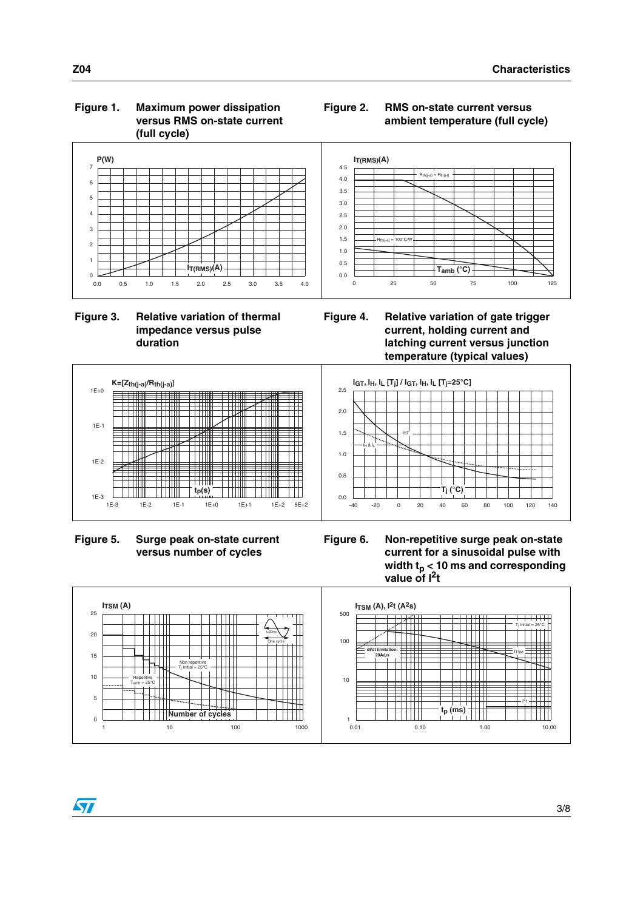**Figure 1. Maximum power dissipation versus RMS on-state current (full cycle)**

**Figure 2. RMS on-state current versus ambient temperature (full cycle)**

**Figure 3. Relative variation of thermal impedance versus pulse duration**

**Figure 4. Relative variation of gate trigger current, holding current and latching current versus junction temperature (typical values)**

**Figure 5. Surge peak on-state current versus number of cycles**

**Figure 6. Non-repetitive surge peak on-state current for a sinusoidal pulse with width $t_p$ < 10 ms and corresponding value of $I^2t$**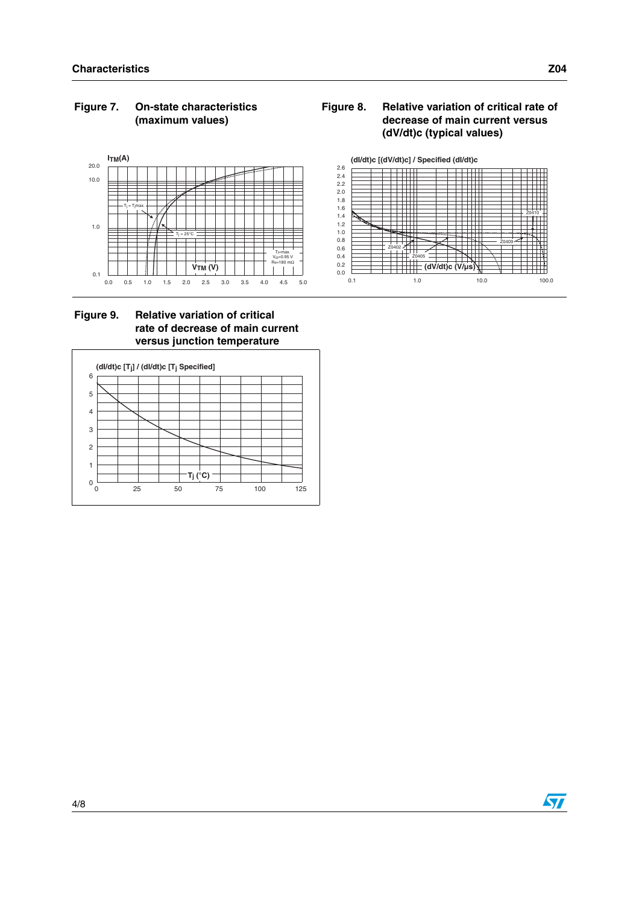**Figure 7. On-state characteristics (maximum values)**

**Figure 8. Relative variation of critical rate of decrease of main current versus (dV/dt)c (typical values)**

**Figure 9. Relative variation of critical rate of decrease of main current versus junction temperature**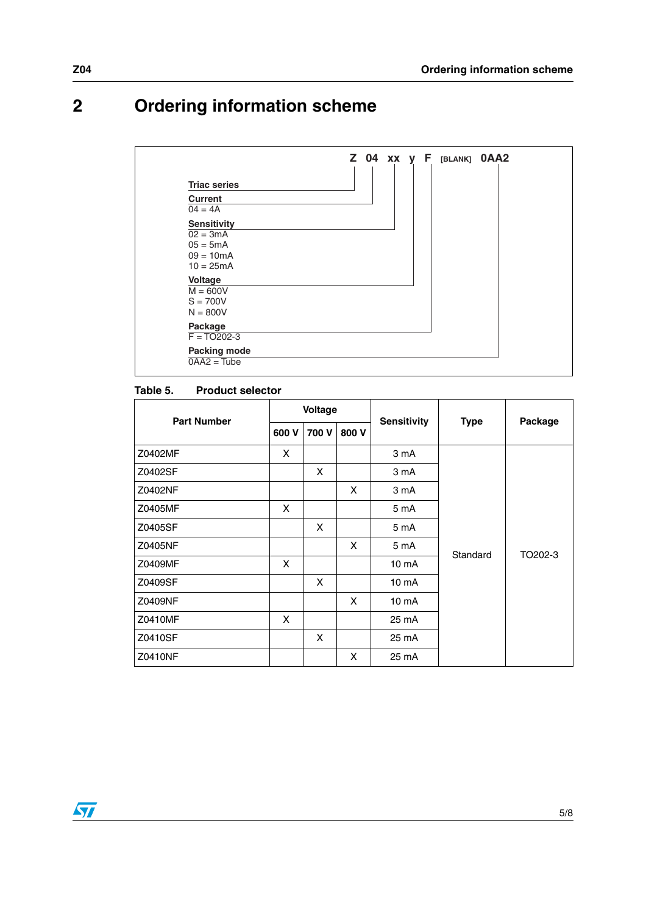# 2 Ordering information scheme

**Z 04 xx y F [BLANK] 0AA2**

**Triac series**

**Current**
04 = 4A

**Sensitivity**
02 = 3mA
05 = 5mA
09 = 10mA
10 = 25mA

**Voltage**
M = 600V
S = 700V
N = 800V

**Package**
F = TO202-3

**Packing mode**
0AA2 = Tube

**Table 5. Product selector**

| Part Number | Voltage | | | Sensitivity | Type | Package |
|---|---|---|---|---|---|---|
| | 600 V | 700 V | 800 V | | | |
| Z0402MF | X | | | 3 mA | Standard | TO202-3 |
| Z0402SF | | X | | 3 mA | Standard | TO202-3 |
| Z0402NF | | | X | 3 mA | Standard | TO202-3 |
| Z0405MF | X | | | 5 mA | Standard | TO202-3 |
| Z0405SF | | X | | 5 mA | Standard | TO202-3 |
| Z0405NF | | | X | 5 mA | Standard | TO202-3 |
| Z0409MF | X | | | 10 mA | Standard | TO202-3 |
| Z0409SF | | X | | 10 mA | Standard | TO202-3 |
| Z0409NF | | | X | 10 mA | Standard | TO202-3 |
| Z0410MF | X | | | 25 mA | Standard | TO202-3 |
| Z0410SF | | X | | 25 mA | Standard | TO202-3 |
| Z0410NF | | | X | 25 mA | Standard | TO202-3 |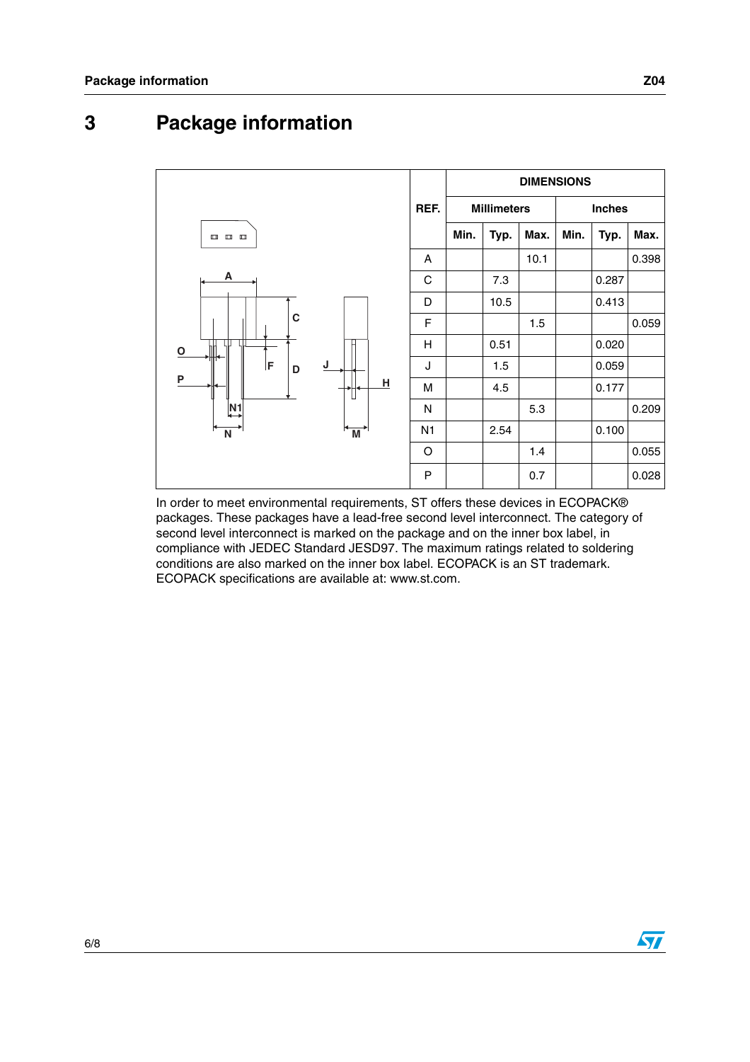# 3 Package information

| REF. | DIMENSIONS | | | | | |
|---|---|---|---|---|---|---|
| | Millimeters | | | Inches | | |
| | Min. | Typ. | Max. | Min. | Typ. | Max. |
| A | | | 10.1 | | | 0.398 |
| C | | 7.3 | | | 0.287 | |
| D | | 10.5 | | | 0.413 | |
| F | | | 1.5 | | | 0.059 |
| H | | 0.51 | | | 0.020 | |
| J | | 1.5 | | | 0.059 | |
| M | | 4.5 | | | 0.177 | |
| N | | | 5.3 | | | 0.209 |
| N1 | | 2.54 | | | 0.100 | |
| O | | | 1.4 | | | 0.055 |
| P | | | 0.7 | | | 0.028 |

In order to meet environmental requirements, ST offers these devices in ECOPACK® packages. These packages have a lead-free second level interconnect. The category of second level interconnect is marked on the package and on the inner box label, in compliance with JEDEC Standard JESD97. The maximum ratings related to soldering conditions are also marked on the inner box label. ECOPACK is an ST trademark. ECOPACK specifications are available at: www.st.com.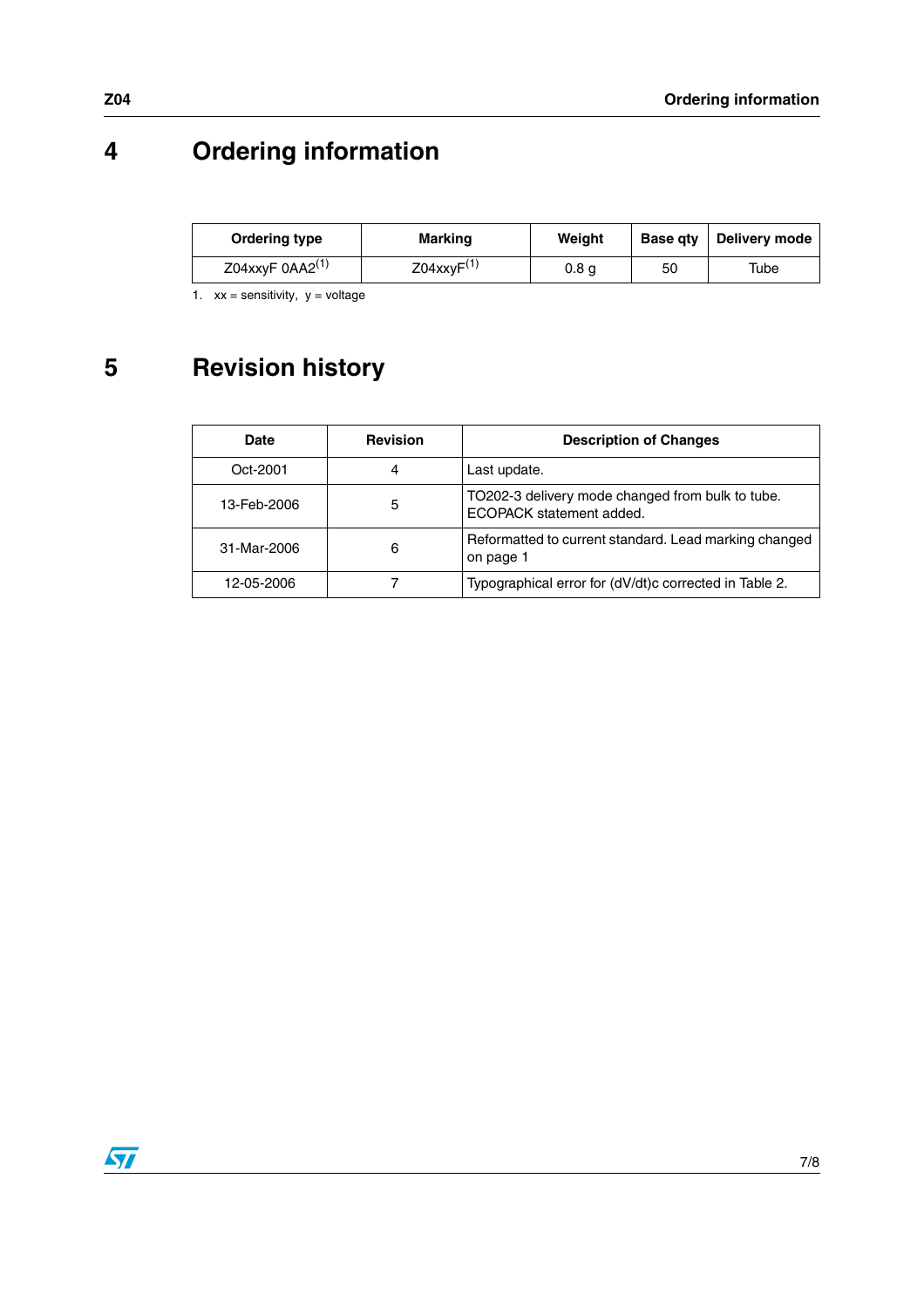# 4 Ordering information

| Ordering type | Marking | Weight | Base qty | Delivery mode |
|---|---|---|---|---|
| Z04xxyF 0AA2[1] | Z04xxyF[1] | 0.8 g | 50 | Tube |

1. xx = sensitivity, y = voltage

# 5 Revision history

| Date | Revision | Description of Changes |
|---|---|---|
| Oct-2001 | 4 | Last update. |
| 13-Feb-2006 | 5 | TO202-3 delivery mode changed from bulk to tube. ECOPACK statement added. |
| 31-Mar-2006 | 6 | Reformatted to current standard. Lead marking changed on page 1 |
| 12-05-2006 | 7 | Typographical error for (dV/dt)c corrected in Table 2. |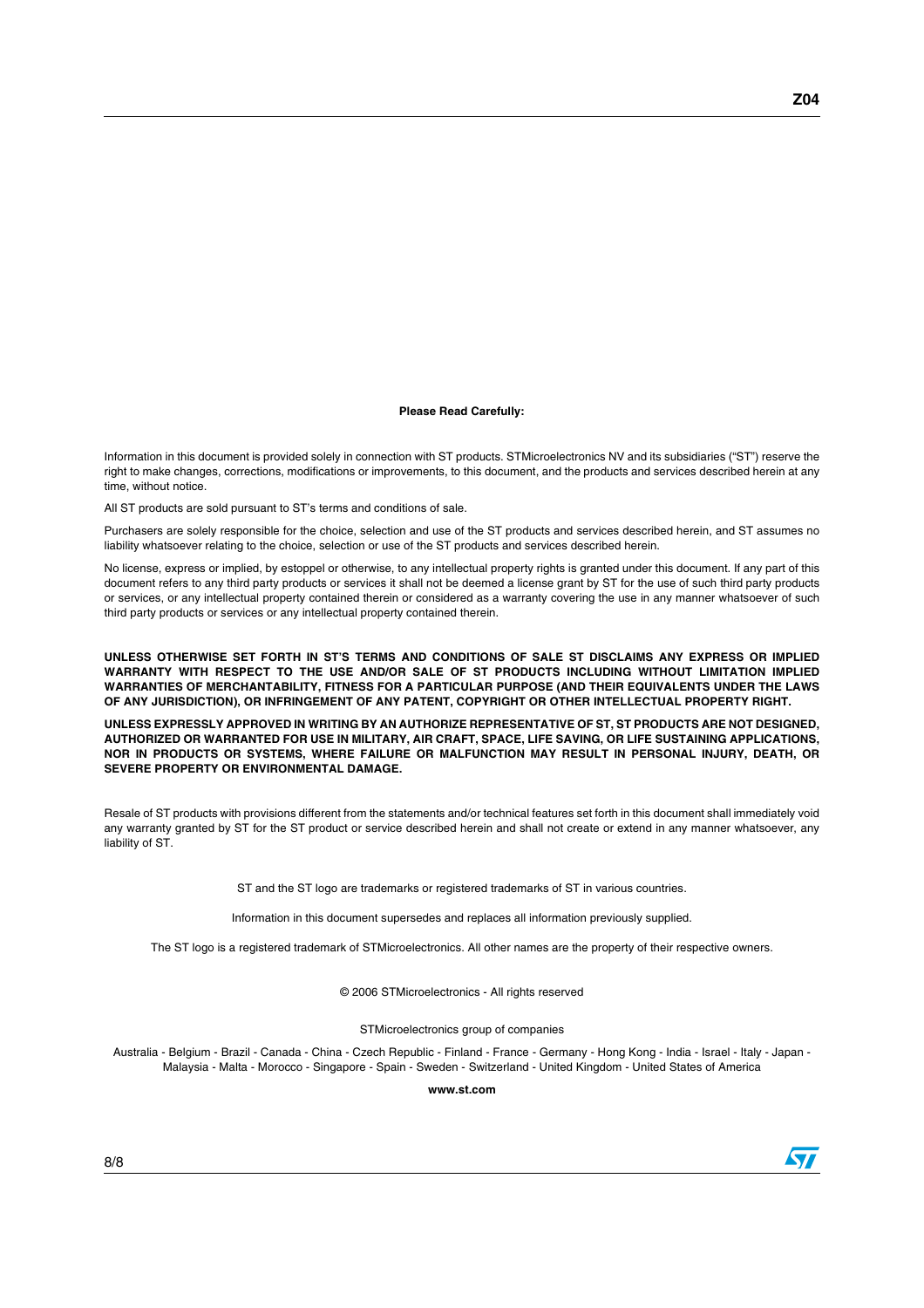**Please Read Carefully:**

Information in this document is provided solely in connection with ST products. STMicroelectronics NV and its subsidiaries (“ST”) reserve the right to make changes, corrections, modifications or improvements, to this document, and the products and services described herein at any time, without notice.

All ST products are sold pursuant to ST’s terms and conditions of sale.

Purchasers are solely responsible for the choice, selection and use of the ST products and services described herein, and ST assumes no liability whatsoever relating to the choice, selection or use of the ST products and services described herein.

No license, express or implied, by estoppel or otherwise, to any intellectual property rights is granted under this document. If any part of this document refers to any third party products or services it shall not be deemed a license grant by ST for the use of such third party products or services, or any intellectual property contained therein or considered as a warranty covering the use in any manner whatsoever of such third party products or services or any intellectual property contained therein.

**UNLESS OTHERWISE SET FORTH IN ST’S TERMS AND CONDITIONS OF SALE ST DISCLAIMS ANY EXPRESS OR IMPLIED WARRANTY WITH RESPECT TO THE USE AND/OR SALE OF ST PRODUCTS INCLUDING WITHOUT LIMITATION IMPLIED WARRANTIES OF MERCHANTABILITY, FITNESS FOR A PARTICULAR PURPOSE (AND THEIR EQUIVALENTS UNDER THE LAWS OF ANY JURISDICTION), OR INFRINGEMENT OF ANY PATENT, COPYRIGHT OR OTHER INTELLECTUAL PROPERTY RIGHT.**

**UNLESS EXPRESSLY APPROVED IN WRITING BY AN AUTHORIZE REPRESENTATIVE OF ST, ST PRODUCTS ARE NOT DESIGNED, AUTHORIZED OR WARRANTED FOR USE IN MILITARY, AIR CRAFT, SPACE, LIFE SAVING, OR LIFE SUSTAINING APPLICATIONS, NOR IN PRODUCTS OR SYSTEMS, WHERE FAILURE OR MALFUNCTION MAY RESULT IN PERSONAL INJURY, DEATH, OR SEVERE PROPERTY OR ENVIRONMENTAL DAMAGE.**

Resale of ST products with provisions different from the statements and/or technical features set forth in this document shall immediately void any warranty granted by ST for the ST product or service described herein and shall not create or extend in any manner whatsoever, any liability of ST.

ST and the ST logo are trademarks or registered trademarks of ST in various countries.

Information in this document supersedes and replaces all information previously supplied.

The ST logo is a registered trademark of STMicroelectronics. All other names are the property of their respective owners.

© 2006 STMicroelectronics - All rights reserved

STMicroelectronics group of companies

Australia - Belgium - Brazil - Canada - China - Czech Republic - Finland - France - Germany - Hong Kong - India - Israel - Italy - Japan - Malaysia - Malta - Morocco - Singapore - Spain - Sweden - Switzerland - United Kingdom - United States of America

**www.st.com**